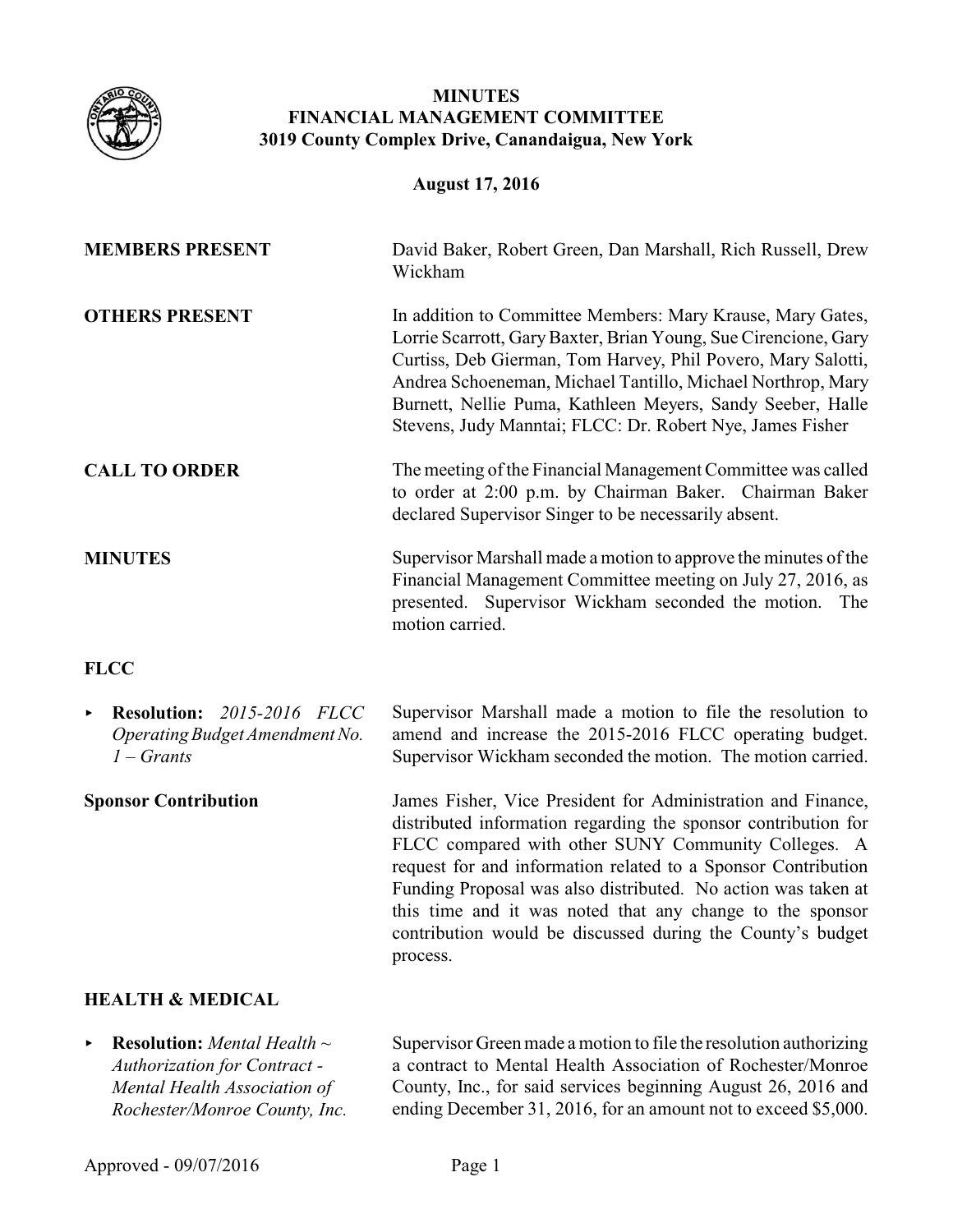# MINUTES
# FINANCIAL MANAGEMENT COMMITTEE
## 3019 County Complex Drive, Canandaigua, New York

**August 17, 2016**

**MEMBERS PRESENT** David Baker, Robert Green, Dan Marshall, Rich Russell, Drew Wickham

**OTHERS PRESENT** In addition to Committee Members: Mary Krause, Mary Gates, Lorrie Scarrott, Gary Baxter, Brian Young, Sue Cirencione, Gary Curtiss, Deb Gierman, Tom Harvey, Phil Povero, Mary Salotti, Andrea Schoeneman, Michael Tantillo, Michael Northrop, Mary Burnett, Nellie Puma, Kathleen Meyers, Sandy Seeber, Halle Stevens, Judy Manntai; FLCC: Dr. Robert Nye, James Fisher

**CALL TO ORDER** The meeting of the Financial Management Committee was called to order at 2:00 p.m. by Chairman Baker. Chairman Baker declared Supervisor Singer to be necessarily absent.

**MINUTES** Supervisor Marshall made a motion to approve the minutes of the Financial Management Committee meeting on July 27, 2016, as presented. Supervisor Wickham seconded the motion. The motion carried.

### FLCC

- **Resolution:** *2015-2016 FLCC Operating Budget Amendment No. 1 – Grants*

Supervisor Marshall made a motion to file the resolution to amend and increase the 2015-2016 FLCC operating budget. Supervisor Wickham seconded the motion. The motion carried.

**Sponsor Contribution** James Fisher, Vice President for Administration and Finance, distributed information regarding the sponsor contribution for FLCC compared with other SUNY Community Colleges. A request for and information related to a Sponsor Contribution Funding Proposal was also distributed. No action was taken at this time and it was noted that any change to the sponsor contribution would be discussed during the County's budget process.

### HEALTH & MEDICAL

- **Resolution:** *Mental Health ~ Authorization for Contract - Mental Health Association of Rochester/Monroe County, Inc.*

Supervisor Green made a motion to file the resolution authorizing a contract to Mental Health Association of Rochester/Monroe County, Inc., for said services beginning August 26, 2016 and ending December 31, 2016, for an amount not to exceed $5,000.

Approved - 09/07/2016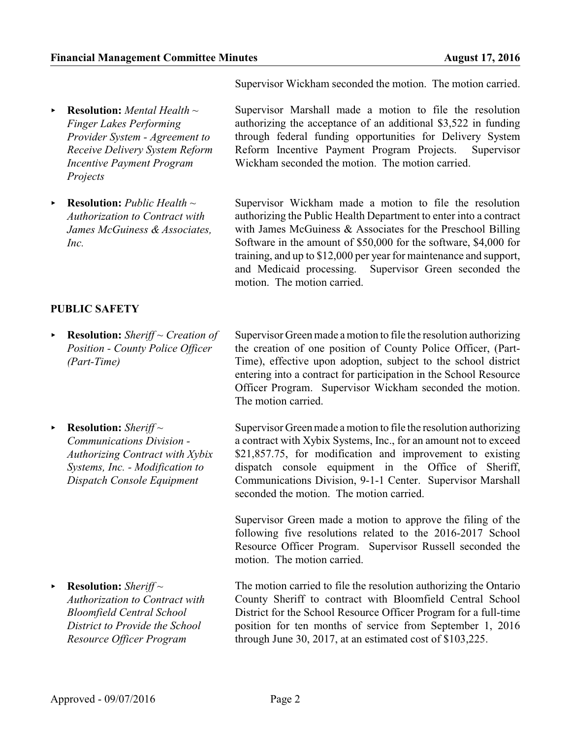Supervisor Wickham seconded the motion. The motion carried.

- **Resolution:** *Mental Health ~ Finger Lakes Performing Provider System - Agreement to Receive Delivery System Reform Incentive Payment Program Projects*

Supervisor Marshall made a motion to file the resolution authorizing the acceptance of an additional $3,522 in funding through federal funding opportunities for Delivery System Reform Incentive Payment Program Projects. Supervisor Wickham seconded the motion. The motion carried.

- **Resolution:** *Public Health ~ Authorization to Contract with James McGuiness & Associates, Inc.*

Supervisor Wickham made a motion to file the resolution authorizing the Public Health Department to enter into a contract with James McGuiness & Associates for the Preschool Billing Software in the amount of $50,000 for the software, $4,000 for training, and up to $12,000 per year for maintenance and support, and Medicaid processing. Supervisor Green seconded the motion. The motion carried.

**PUBLIC SAFETY**

- **Resolution:** *Sheriff ~ Creation of Position - County Police Officer (Part-Time)*

Supervisor Green made a motion to file the resolution authorizing the creation of one position of County Police Officer, (Part-Time), effective upon adoption, subject to the school district entering into a contract for participation in the School Resource Officer Program. Supervisor Wickham seconded the motion. The motion carried.

- **Resolution:** *Sheriff ~ Communications Division - Authorizing Contract with Xybix Systems, Inc. - Modification to Dispatch Console Equipment*

Supervisor Green made a motion to file the resolution authorizing a contract with Xybix Systems, Inc., for an amount not to exceed $21,857.75, for modification and improvement to existing dispatch console equipment in the Office of Sheriff, Communications Division, 9-1-1 Center. Supervisor Marshall seconded the motion. The motion carried.

Supervisor Green made a motion to approve the filing of the following five resolutions related to the 2016-2017 School Resource Officer Program. Supervisor Russell seconded the motion. The motion carried.

- **Resolution:** *Sheriff ~ Authorization to Contract with Bloomfield Central School District to Provide the School Resource Officer Program*

The motion carried to file the resolution authorizing the Ontario County Sheriff to contract with Bloomfield Central School District for the School Resource Officer Program for a full-time position for ten months of service from September 1, 2016 through June 30, 2017, at an estimated cost of $103,225.

Approved - 09/07/2016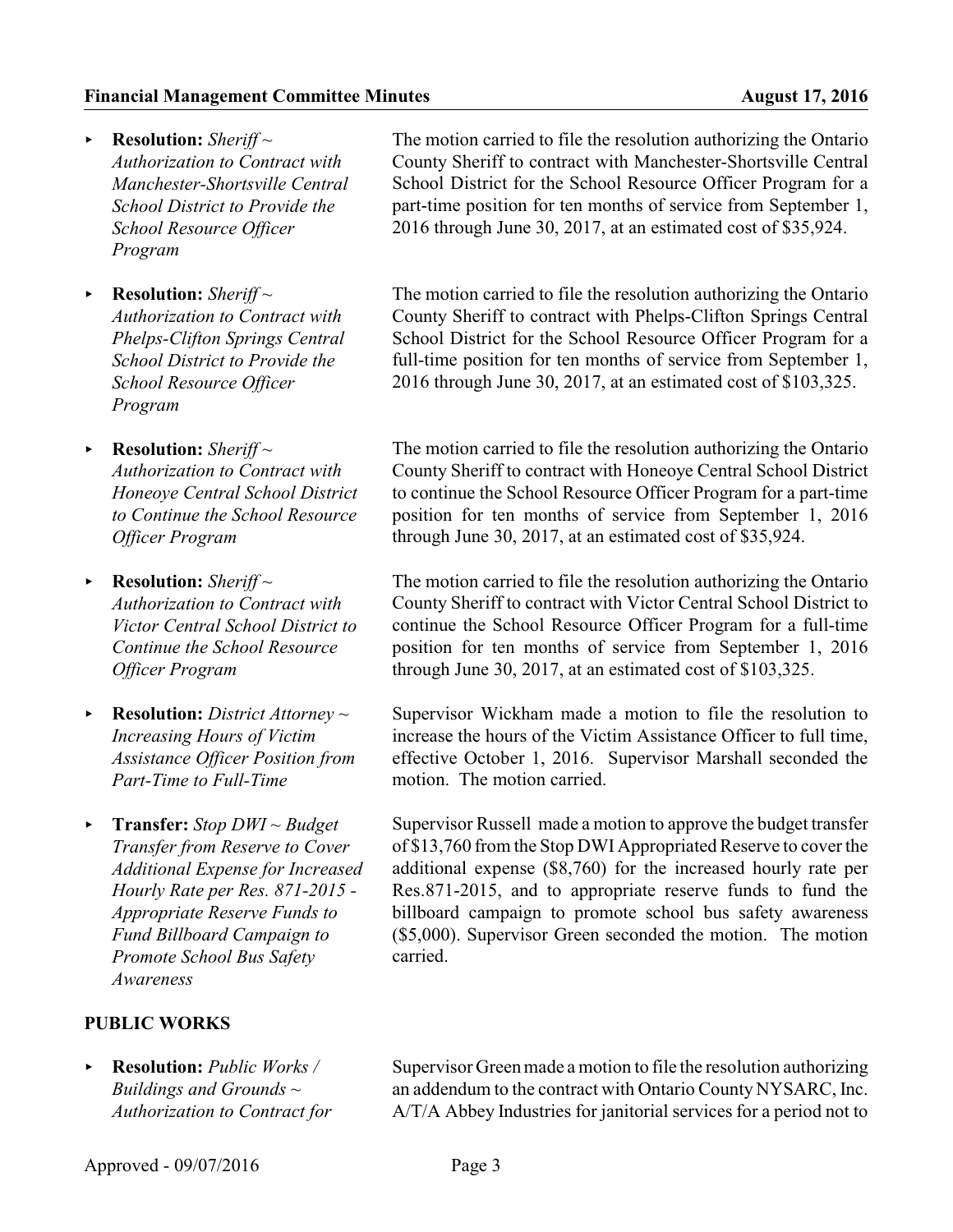- **Resolution:** *Sheriff ~ Authorization to Contract with Manchester-Shortsville Central School District to Provide the School Resource Officer Program*

  The motion carried to file the resolution authorizing the Ontario County Sheriff to contract with Manchester-Shortsville Central School District for the School Resource Officer Program for a part-time position for ten months of service from September 1, 2016 through June 30, 2017, at an estimated cost of $35,924.

- **Resolution:** *Sheriff ~ Authorization to Contract with Phelps-Clifton Springs Central School District to Provide the School Resource Officer Program*

  The motion carried to file the resolution authorizing the Ontario County Sheriff to contract with Phelps-Clifton Springs Central School District for the School Resource Officer Program for a full-time position for ten months of service from September 1, 2016 through June 30, 2017, at an estimated cost of $103,325.

- **Resolution:** *Sheriff ~ Authorization to Contract with Honeoye Central School District to Continue the School Resource Officer Program*

  The motion carried to file the resolution authorizing the Ontario County Sheriff to contract with Honeoye Central School District to continue the School Resource Officer Program for a part-time position for ten months of service from September 1, 2016 through June 30, 2017, at an estimated cost of $35,924.

- **Resolution:** *Sheriff ~ Authorization to Contract with Victor Central School District to Continue the School Resource Officer Program*

  The motion carried to file the resolution authorizing the Ontario County Sheriff to contract with Victor Central School District to continue the School Resource Officer Program for a full-time position for ten months of service from September 1, 2016 through June 30, 2017, at an estimated cost of $103,325.

- **Resolution:** *District Attorney ~ Increasing Hours of Victim Assistance Officer Position from Part-Time to Full-Time*

  Supervisor Wickham made a motion to file the resolution to increase the hours of the Victim Assistance Officer to full time, effective October 1, 2016. Supervisor Marshall seconded the motion. The motion carried.

- **Transfer:** *Stop DWI ~ Budget Transfer from Reserve to Cover Additional Expense for Increased Hourly Rate per Res. 871-2015 - Appropriate Reserve Funds to Fund Billboard Campaign to Promote School Bus Safety Awareness*

  Supervisor Russell made a motion to approve the budget transfer of $13,760 from the Stop DWI Appropriated Reserve to cover the additional expense ($8,760) for the increased hourly rate per Res.871-2015, and to appropriate reserve funds to fund the billboard campaign to promote school bus safety awareness ($5,000). Supervisor Green seconded the motion. The motion carried.

## PUBLIC WORKS

- **Resolution:** *Public Works / Buildings and Grounds ~ Authorization to Contract for*

  Supervisor Green made a motion to file the resolution authorizing an addendum to the contract with Ontario County NYSARC, Inc. A/T/A Abbey Industries for janitorial services for a period not to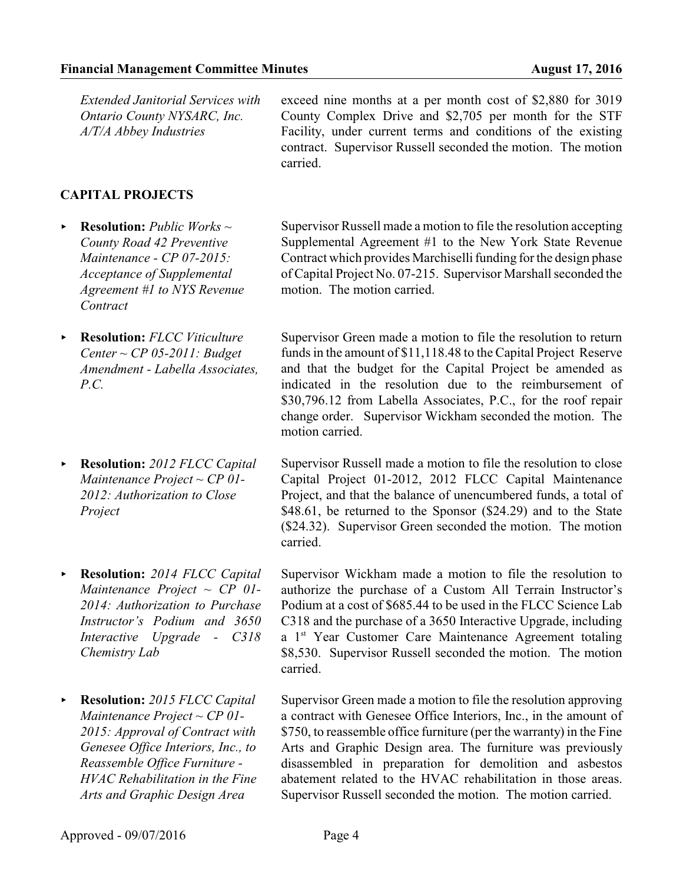*Extended Janitorial Services with Ontario County NYSARC, Inc. A/T/A Abbey Industries*

exceed nine months at a per month cost of $2,880 for 3019 County Complex Drive and $2,705 per month for the STF Facility, under current terms and conditions of the existing contract. Supervisor Russell seconded the motion. The motion carried.

## CAPITAL PROJECTS

- **Resolution:** *Public Works ~ County Road 42 Preventive Maintenance - CP 07-2015: Acceptance of Supplemental Agreement #1 to NYS Revenue Contract*

  Supervisor Russell made a motion to file the resolution accepting Supplemental Agreement #1 to the New York State Revenue Contract which provides Marchiselli funding for the design phase of Capital Project No. 07-215. Supervisor Marshall seconded the motion. The motion carried.

- **Resolution:** *FLCC Viticulture Center ~ CP 05-2011: Budget Amendment - Labella Associates, P.C.*

  Supervisor Green made a motion to file the resolution to return funds in the amount of $11,118.48 to the Capital Project Reserve and that the budget for the Capital Project be amended as indicated in the resolution due to the reimbursement of $30,796.12 from Labella Associates, P.C., for the roof repair change order. Supervisor Wickham seconded the motion. The motion carried.

- **Resolution:** *2012 FLCC Capital Maintenance Project ~ CP 01-2012: Authorization to Close Project*

  Supervisor Russell made a motion to file the resolution to close Capital Project 01-2012, 2012 FLCC Capital Maintenance Project, and that the balance of unencumbered funds, a total of $48.61, be returned to the Sponsor ($24.29) and to the State ($24.32). Supervisor Green seconded the motion. The motion carried.

- **Resolution:** *2014 FLCC Capital Maintenance Project ~ CP 01-2014: Authorization to Purchase Instructor's Podium and 3650 Interactive Upgrade - C318 Chemistry Lab*

  Supervisor Wickham made a motion to file the resolution to authorize the purchase of a Custom All Terrain Instructor's Podium at a cost of $685.44 to be used in the FLCC Science Lab C318 and the purchase of a 3650 Interactive Upgrade, including a 1st Year Customer Care Maintenance Agreement totaling $8,530. Supervisor Russell seconded the motion. The motion carried.

- **Resolution:** *2015 FLCC Capital Maintenance Project ~ CP 01-2015: Approval of Contract with Genesee Office Interiors, Inc., to Reassemble Office Furniture - HVAC Rehabilitation in the Fine Arts and Graphic Design Area*

  Supervisor Green made a motion to file the resolution approving a contract with Genesee Office Interiors, Inc., in the amount of $750, to reassemble office furniture (per the warranty) in the Fine Arts and Graphic Design area. The furniture was previously disassembled in preparation for demolition and asbestos abatement related to the HVAC rehabilitation in those areas. Supervisor Russell seconded the motion. The motion carried.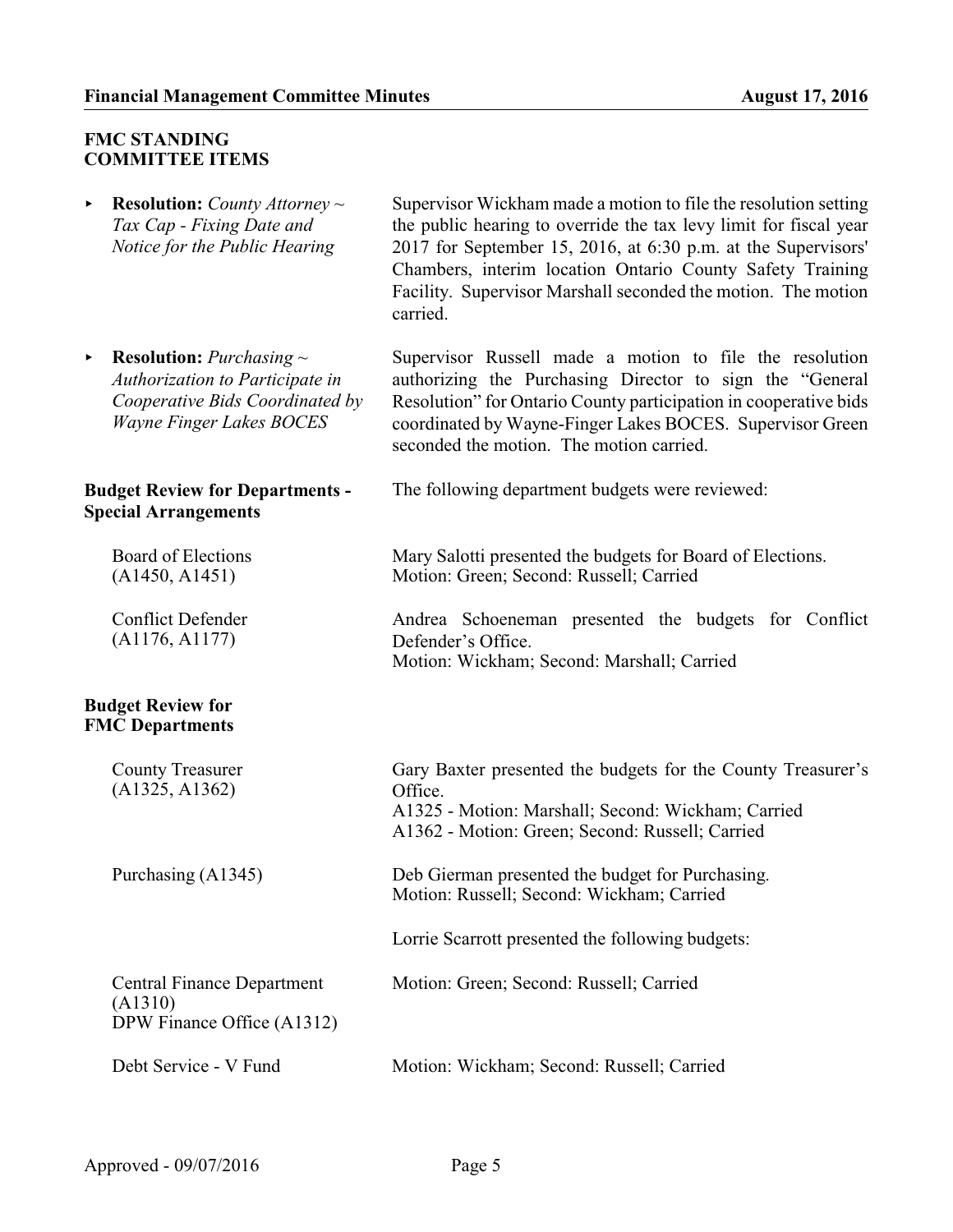## FMC STANDING COMMITTEE ITEMS

- **Resolution:** *County Attorney ~ Tax Cap - Fixing Date and Notice for the Public Hearing*

  Supervisor Wickham made a motion to file the resolution setting the public hearing to override the tax levy limit for fiscal year 2017 for September 15, 2016, at 6:30 p.m. at the Supervisors' Chambers, interim location Ontario County Safety Training Facility. Supervisor Marshall seconded the motion. The motion carried.

- **Resolution:** *Purchasing ~ Authorization to Participate in Cooperative Bids Coordinated by Wayne Finger Lakes BOCES*

  Supervisor Russell made a motion to file the resolution authorizing the Purchasing Director to sign the "General Resolution" for Ontario County participation in cooperative bids coordinated by Wayne-Finger Lakes BOCES. Supervisor Green seconded the motion. The motion carried.

## Budget Review for Departments - Special Arrangements

The following department budgets were reviewed:

**Board of Elections (A1450, A1451)**

Mary Salotti presented the budgets for Board of Elections.
Motion: Green; Second: Russell; Carried

**Conflict Defender (A1176, A1177)**

Andrea Schoeneman presented the budgets for Conflict Defender's Office.
Motion: Wickham; Second: Marshall; Carried

## Budget Review for FMC Departments

**County Treasurer (A1325, A1362)**

Gary Baxter presented the budgets for the County Treasurer's Office.
A1325 - Motion: Marshall; Second: Wickham; Carried
A1362 - Motion: Green; Second: Russell; Carried

**Purchasing (A1345)**

Deb Gierman presented the budget for Purchasing.
Motion: Russell; Second: Wickham; Carried

Lorrie Scarrott presented the following budgets:

**Central Finance Department (A1310)**
**DPW Finance Office (A1312)**

Motion: Green; Second: Russell; Carried

**Debt Service - V Fund**

Motion: Wickham; Second: Russell; Carried

Approved - 09/07/2016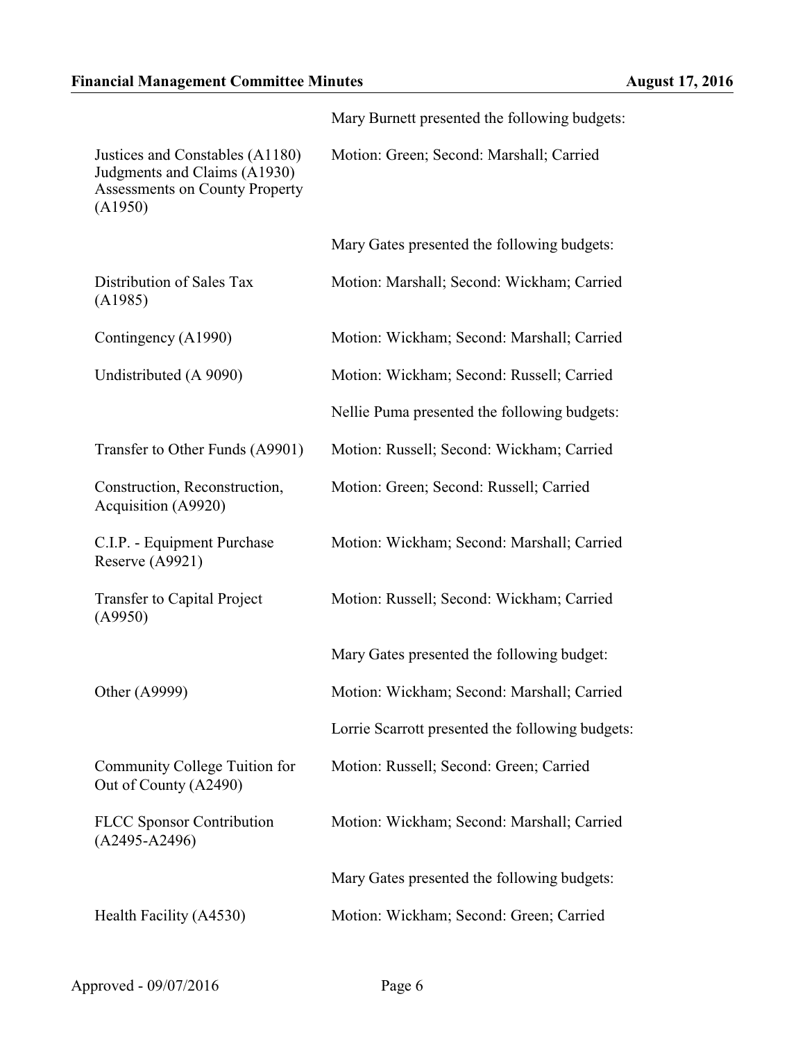Mary Burnett presented the following budgets:

Justices and Constables (A1180)
Judgments and Claims (A1930)
Assessments on County Property (A1950)

Motion: Green; Second: Marshall; Carried

Mary Gates presented the following budgets:

Distribution of Sales Tax (A1985)

Motion: Marshall; Second: Wickham; Carried

Contingency (A1990)

Motion: Wickham; Second: Marshall; Carried

Undistributed (A 9090)

Motion: Wickham; Second: Russell; Carried

Nellie Puma presented the following budgets:

Transfer to Other Funds (A9901)

Motion: Russell; Second: Wickham; Carried

Construction, Reconstruction, Acquisition (A9920)

Motion: Green; Second: Russell; Carried

C.I.P. - Equipment Purchase Reserve (A9921)

Motion: Wickham; Second: Marshall; Carried

Transfer to Capital Project (A9950)

Motion: Russell; Second: Wickham; Carried

Mary Gates presented the following budget:

Other (A9999)

Motion: Wickham; Second: Marshall; Carried

Lorrie Scarrott presented the following budgets:

Community College Tuition for Out of County (A2490)

Motion: Russell; Second: Green; Carried

FLCC Sponsor Contribution (A2495-A2496)

Motion: Wickham; Second: Marshall; Carried

Mary Gates presented the following budgets:

Health Facility (A4530)

Motion: Wickham; Second: Green; Carried

Approved - 09/07/2016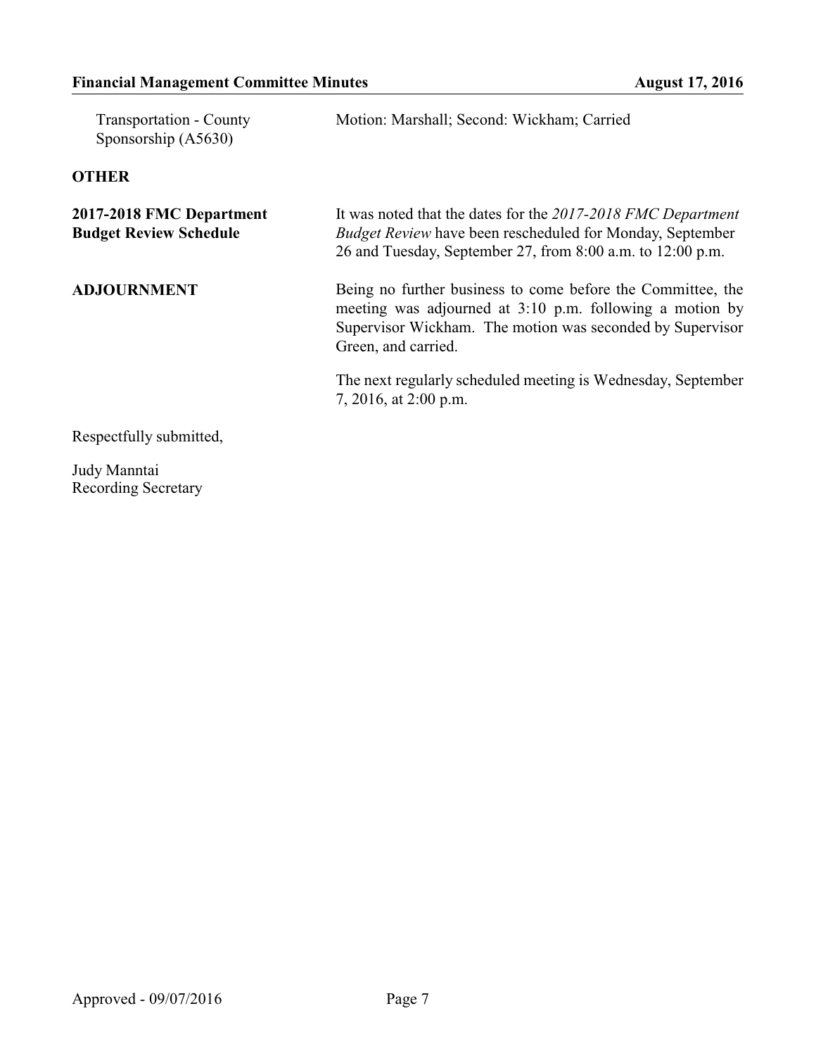Transportation - County Sponsorship (A5630) — Motion: Marshall; Second: Wickham; Carried

**OTHER**

**2017-2018 FMC Department Budget Review Schedule**

It was noted that the dates for the *2017-2018 FMC Department Budget Review* have been rescheduled for Monday, September 26 and Tuesday, September 27, from 8:00 a.m. to 12:00 p.m.

**ADJOURNMENT**

Being no further business to come before the Committee, the meeting was adjourned at 3:10 p.m. following a motion by Supervisor Wickham. The motion was seconded by Supervisor Green, and carried.

The next regularly scheduled meeting is Wednesday, September 7, 2016, at 2:00 p.m.

Respectfully submitted,

Judy Manntai
Recording Secretary

Approved - 09/07/2016